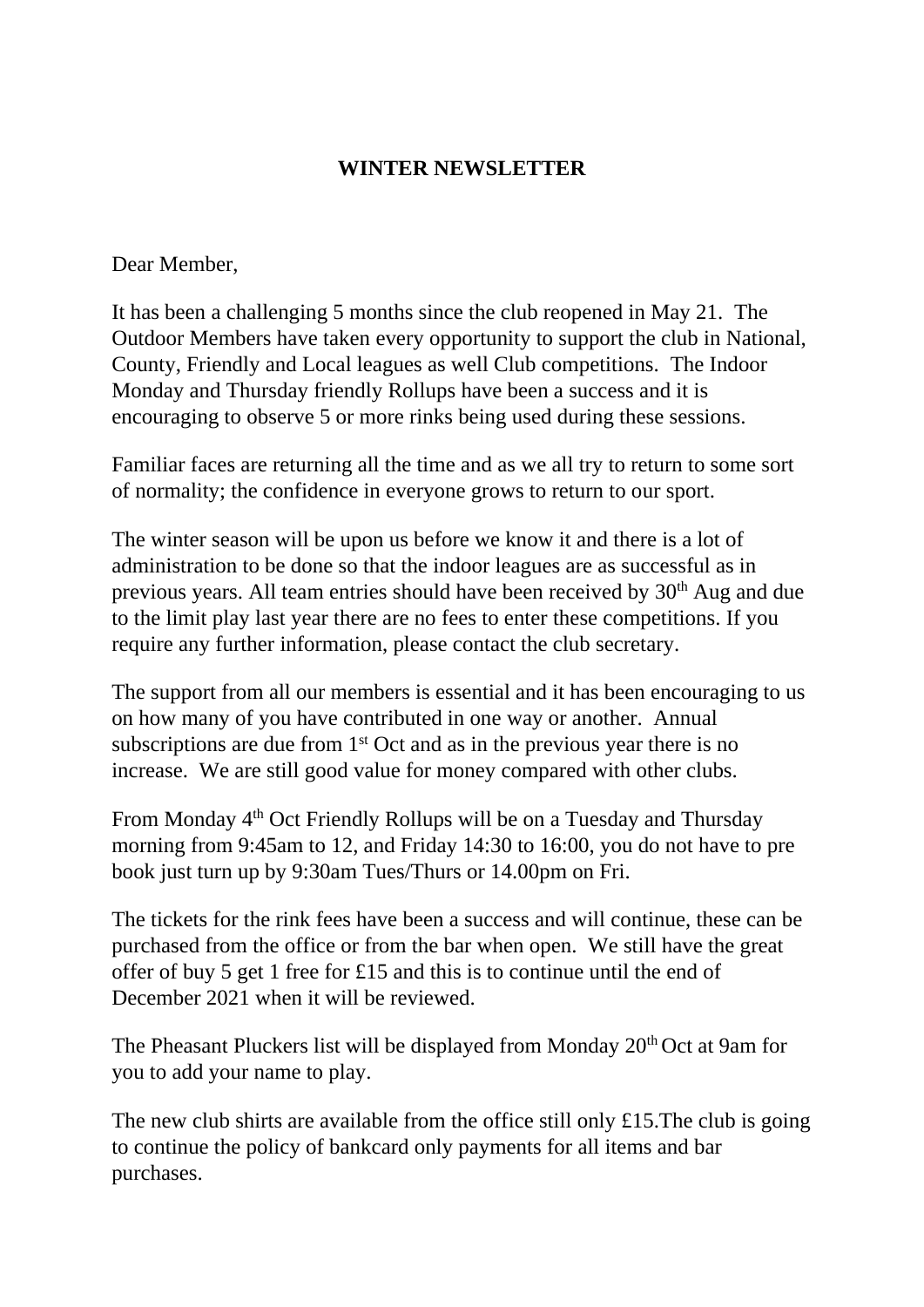**WINTER NEWSLETTER**

Dear Member,

It has been a challenging 5 months since the club reopened in May 21. The Outdoor Members have taken every opportunity to support the club in National, County, Friendly and Local leagues as well Club competitions. The Indoor Monday and Thursday friendly Rollups have been a success and it is encouraging to observe 5 or more rinks being used during these sessions.

Familiar faces are returning all the time and as we all try to return to some sort of normality; the confidence in everyone grows to return to our sport.

The winter season will be upon us before we know it and there is a lot of administration to be done so that the indoor leagues are as successful as in previous years. All team entries should have been received by 30th Aug and due to the limit play last year there are no fees to enter these competitions. If you require any further information, please contact the club secretary.

The support from all our members is essential and it has been encouraging to us on how many of you have contributed in one way or another. Annual subscriptions are due from 1st Oct and as in the previous year there is no increase. We are still good value for money compared with other clubs.

From Monday 4th Oct Friendly Rollups will be on a Tuesday and Thursday morning from 9:45am to 12, and Friday 14:30 to 16:00, you do not have to pre book just turn up by 9:30am Tues/Thurs or 14.00pm on Fri.

The tickets for the rink fees have been a success and will continue, these can be purchased from the office or from the bar when open. We still have the great offer of buy 5 get 1 free for £15 and this is to continue until the end of December 2021 when it will be reviewed.

The Pheasant Pluckers list will be displayed from Monday 20th Oct at 9am for you to add your name to play.

The new club shirts are available from the office still only £15.The club is going to continue the policy of bankcard only payments for all items and bar purchases.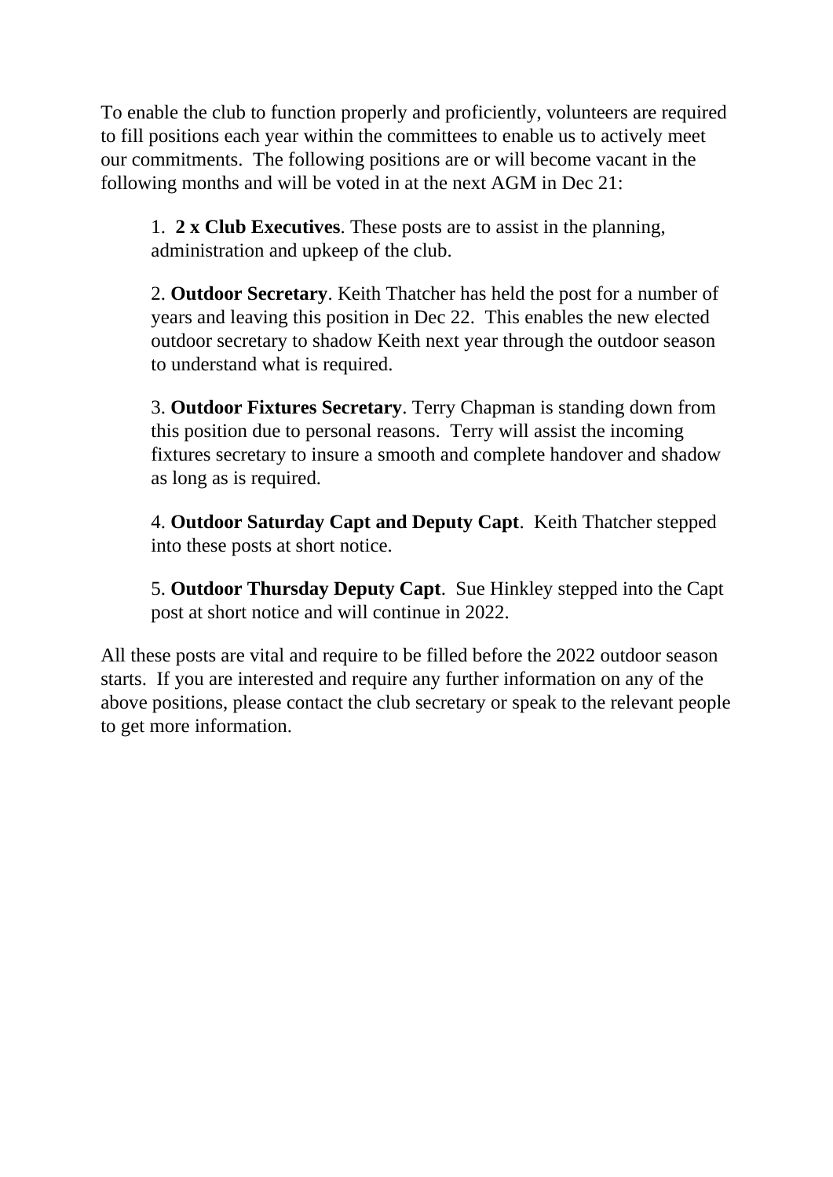To enable the club to function properly and proficiently, volunteers are required to fill positions each year within the committees to enable us to actively meet our commitments. The following positions are or will become vacant in the following months and will be voted in at the next AGM in Dec 21:

1. **2 x Club Executives**. These posts are to assist in the planning, administration and upkeep of the club.

2. **Outdoor Secretary**. Keith Thatcher has held the post for a number of years and leaving this position in Dec 22. This enables the new elected outdoor secretary to shadow Keith next year through the outdoor season to understand what is required.

3. **Outdoor Fixtures Secretary**. Terry Chapman is standing down from this position due to personal reasons. Terry will assist the incoming fixtures secretary to insure a smooth and complete handover and shadow as long as is required.

4. **Outdoor Saturday Capt and Deputy Capt**. Keith Thatcher stepped into these posts at short notice.

5. **Outdoor Thursday Deputy Capt**. Sue Hinkley stepped into the Capt post at short notice and will continue in 2022.

All these posts are vital and require to be filled before the 2022 outdoor season starts. If you are interested and require any further information on any of the above positions, please contact the club secretary or speak to the relevant people to get more information.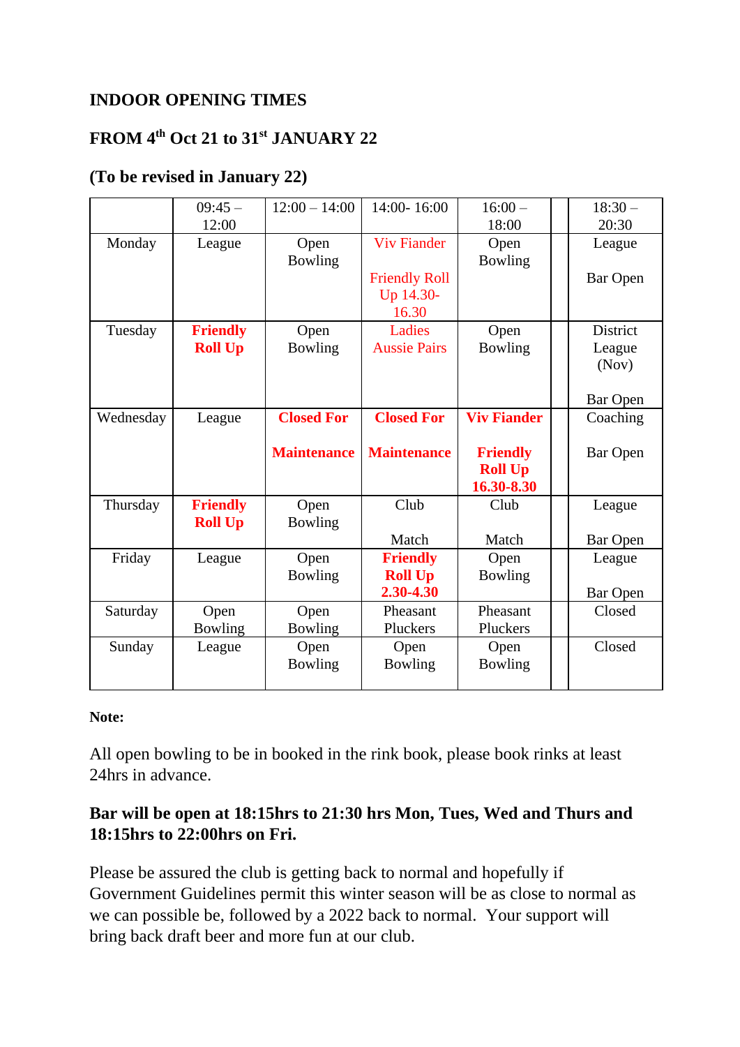**INDOOR OPENING TIMES**

**FROM 4th Oct 21 to 31st JANUARY 22**

**(To be revised in January 22)**

| | 09:45 – 12:00 | 12:00 – 14:00 | 14:00- 16:00 | 16:00 – 18:00 | | 18:30 – 20:30 |
|---|---|---|---|---|---|---|
| Monday | League | Open Bowling | Viv Fiander<br><br>Friendly Roll Up 14.30-16.30 | Open Bowling | | League<br><br>Bar Open |
| Tuesday | **Friendly Roll Up** | Open Bowling | Ladies Aussie Pairs | Open Bowling | | District League (Nov)<br><br>Bar Open |
| Wednesday | League | **Closed For Maintenance** | **Closed For Maintenance** | **Viv Fiander**<br><br>**Friendly Roll Up 16.30-8.30** | | Coaching<br><br>Bar Open |
| Thursday | **Friendly Roll Up** | Open Bowling | Club<br><br>Match | Club<br><br>Match | | League<br><br>Bar Open |
| Friday | League | Open Bowling | **Friendly Roll Up 2.30-4.30** | Open Bowling | | League<br><br>Bar Open |
| Saturday | Open Bowling | Open Bowling | Pheasant Pluckers | Pheasant Pluckers | | Closed |
| Sunday | League | Open Bowling | Open Bowling | Open Bowling | | Closed |

**Note:**

All open bowling to be in booked in the rink book, please book rinks at least 24hrs in advance.

**Bar will be open at 18:15hrs to 21:30 hrs Mon, Tues, Wed and Thurs and 18:15hrs to 22:00hrs on Fri.**

Please be assured the club is getting back to normal and hopefully if Government Guidelines permit this winter season will be as close to normal as we can possible be, followed by a 2022 back to normal. Your support will bring back draft beer and more fun at our club.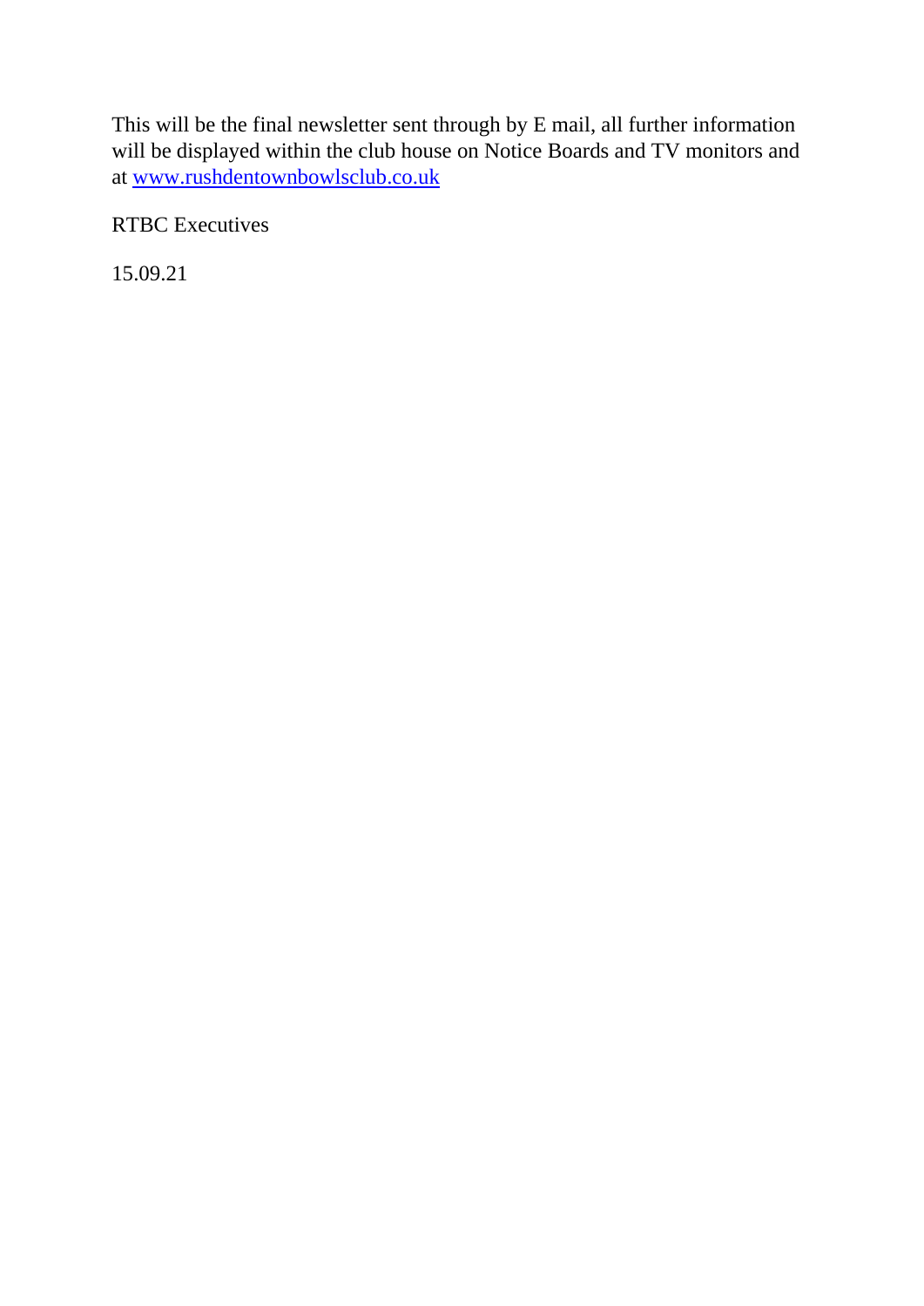This will be the final newsletter sent through by E mail, all further information will be displayed within the club house on Notice Boards and TV monitors and at [www.rushdentownbowlsclub.co.uk](http://www.rushdentownbowlsclub.co.uk)

RTBC Executives

15.09.21